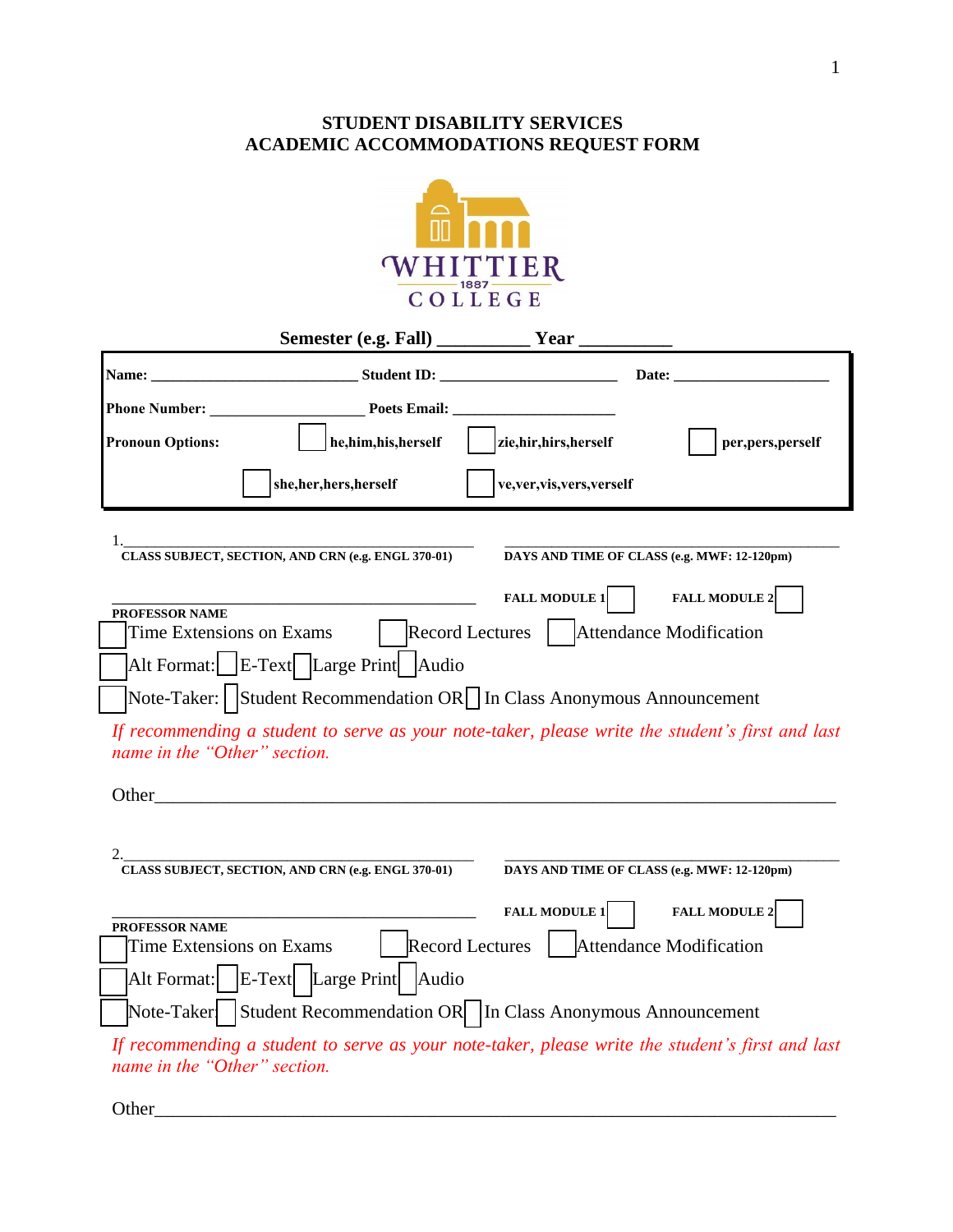# STUDENT DISABILITY SERVICES
# ACADEMIC ACCOMMODATIONS REQUEST FORM

WHITTIER
1887
COLLEGE

**Semester (e.g. Fall) __________ Year __________**

**Name:** __________________________ **Student ID:** ______________________ **Date:** ____________________

**Phone Number:** ____________________ **Poets Email:** _____________________

**Pronoun Options:** ☐ **he,him,his,herself** ☐ **zie,hir,hirs,herself** ☐ **per,pers,perself**

☐ **she,her,hers,herself** ☐ **ve,ver,vis,vers,verself**

1.______________________________________________ ___________________________________________
**CLASS SUBJECT, SECTION, AND CRN (e.g. ENGL 370-01)** **DAYS AND TIME OF CLASS (e.g. MWF: 12-120pm)**

______________________________________________ **FALL MODULE 1** ☐ **FALL MODULE 2** ☐
**PROFESSOR NAME**

☐ Time Extensions on Exams ☐ Record Lectures ☐ Attendance Modification

☐ Alt Format: ☐ E-Text ☐ Large Print ☐ Audio

☐ Note-Taker: ☐ Student Recommendation OR ☐ In Class Anonymous Announcement

*If recommending a student to serve as your note-taker, please write the student's first and last name in the "Other" section.*

Other_____________________________________________________________________________

2.______________________________________________ ___________________________________________
**CLASS SUBJECT, SECTION, AND CRN (e.g. ENGL 370-01)** **DAYS AND TIME OF CLASS (e.g. MWF: 12-120pm)**

______________________________________________ **FALL MODULE 1** ☐ **FALL MODULE 2** ☐
**PROFESSOR NAME**

☐ Time Extensions on Exams ☐ Record Lectures ☐ Attendance Modification

☐ Alt Format: ☐ E-Text ☐ Large Print ☐ Audio

☐ Note-Taker ☐ Student Recommendation OR ☐ In Class Anonymous Announcement

*If recommending a student to serve as your note-taker, please write the student's first and last name in the "Other" section.*

Other_____________________________________________________________________________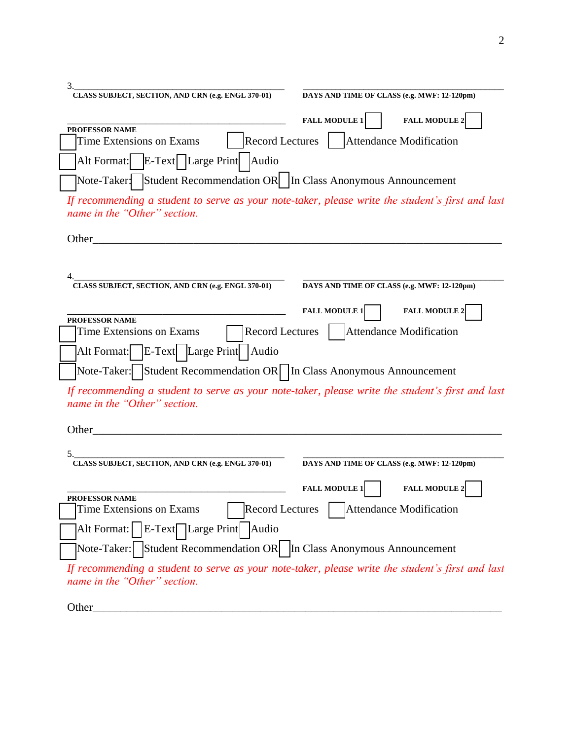3. ______________________________________________ ______________________________________________

**CLASS SUBJECT, SECTION, AND CRN (e.g. ENGL 370-01)** **DAYS AND TIME OF CLASS (e.g. MWF: 12-120pm)**

______________________________________________ **FALL MODULE 1** ☐ **FALL MODULE 2** ☐

**PROFESSOR NAME**

☐ Time Extensions on Exams ☐ Record Lectures ☐ Attendance Modification

☐ Alt Format: ☐ E-Text ☐ Large Print ☐ Audio

☐ Note-Taker: ☐ Student Recommendation OR ☐ In Class Anonymous Announcement

*If recommending a student to serve as your note-taker, please write the student's first and last name in the "Other" section.*

Other______________________________________________________________________________

4. ______________________________________________ ______________________________________________

**CLASS SUBJECT, SECTION, AND CRN (e.g. ENGL 370-01)** **DAYS AND TIME OF CLASS (e.g. MWF: 12-120pm)**

______________________________________________ **FALL MODULE 1** ☐ **FALL MODULE 2** ☐

**PROFESSOR NAME**

☐ Time Extensions on Exams ☐ Record Lectures ☐ Attendance Modification

☐ Alt Format: ☐ E-Text ☐ Large Print ☐ Audio

☐ Note-Taker: ☐ Student Recommendation OR ☐ In Class Anonymous Announcement

*If recommending a student to serve as your note-taker, please write the student's first and last name in the "Other" section.*

Other______________________________________________________________________________

5. ______________________________________________ ______________________________________________

**CLASS SUBJECT, SECTION, AND CRN (e.g. ENGL 370-01)** **DAYS AND TIME OF CLASS (e.g. MWF: 12-120pm)**

______________________________________________ **FALL MODULE 1** ☐ **FALL MODULE 2** ☐

**PROFESSOR NAME**

☐ Time Extensions on Exams ☐ Record Lectures ☐ Attendance Modification

☐ Alt Format: ☐ E-Text ☐ Large Print ☐ Audio

☐ Note-Taker: ☐ Student Recommendation OR ☐ In Class Anonymous Announcement

*If recommending a student to serve as your note-taker, please write the student's first and last name in the "Other" section.*

Other______________________________________________________________________________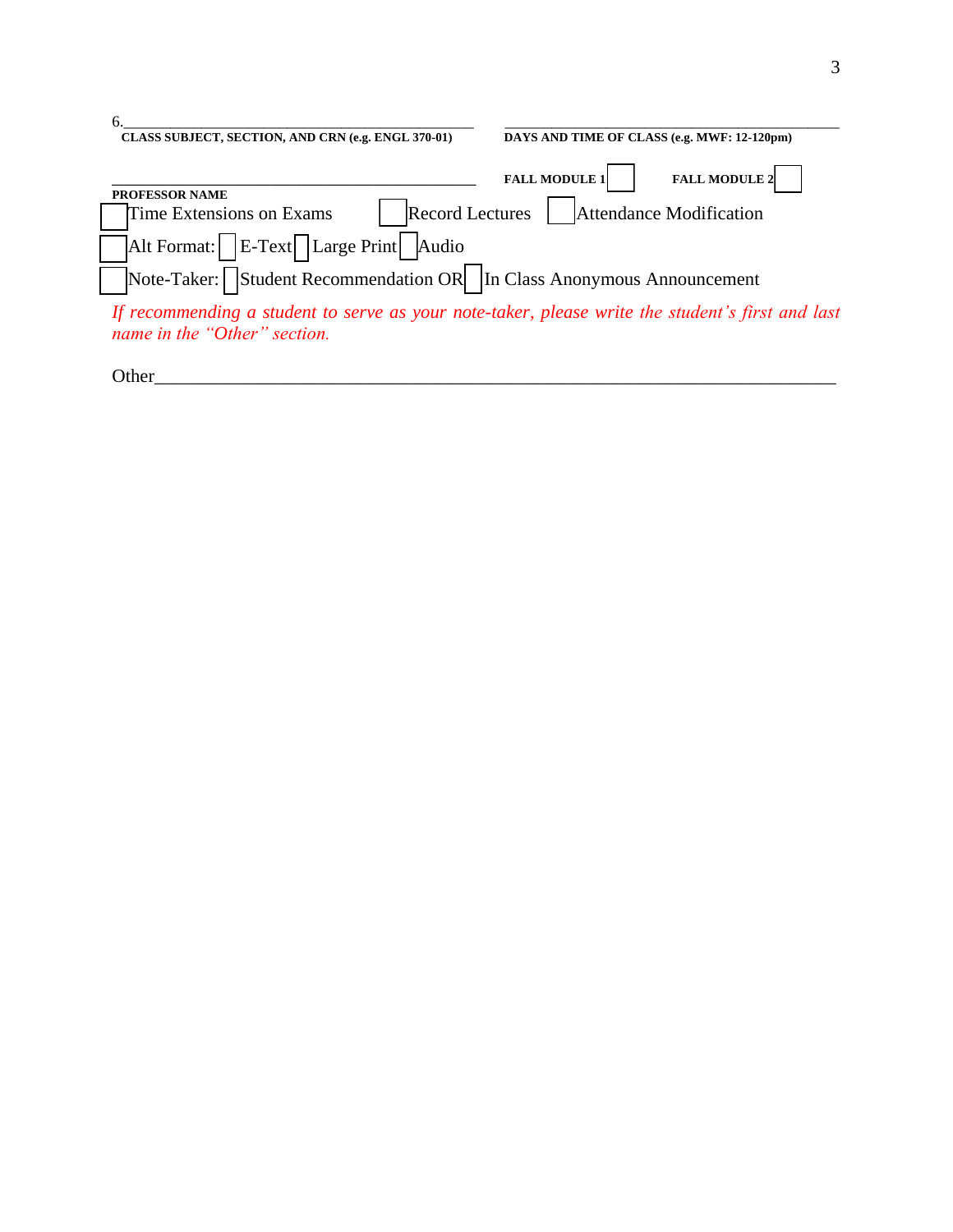6.______________________________________________ ______________________________________________

**CLASS SUBJECT, SECTION, AND CRN (e.g. ENGL 370-01)** **DAYS AND TIME OF CLASS (e.g. MWF: 12-120pm)**

______________________________________________ **FALL MODULE 1** ☐ **FALL MODULE 2** ☐

**PROFESSOR NAME**

☐ Time Extensions on Exams ☐ Record Lectures ☐ Attendance Modification

☐ Alt Format: ☐ E-Text ☐ Large Print ☐ Audio

☐ Note-Taker: ☐ Student Recommendation OR ☐ In Class Anonymous Announcement

*If recommending a student to serve as your note-taker, please write the student's first and last name in the "Other" section.*

Other_____________________________________________________________________________